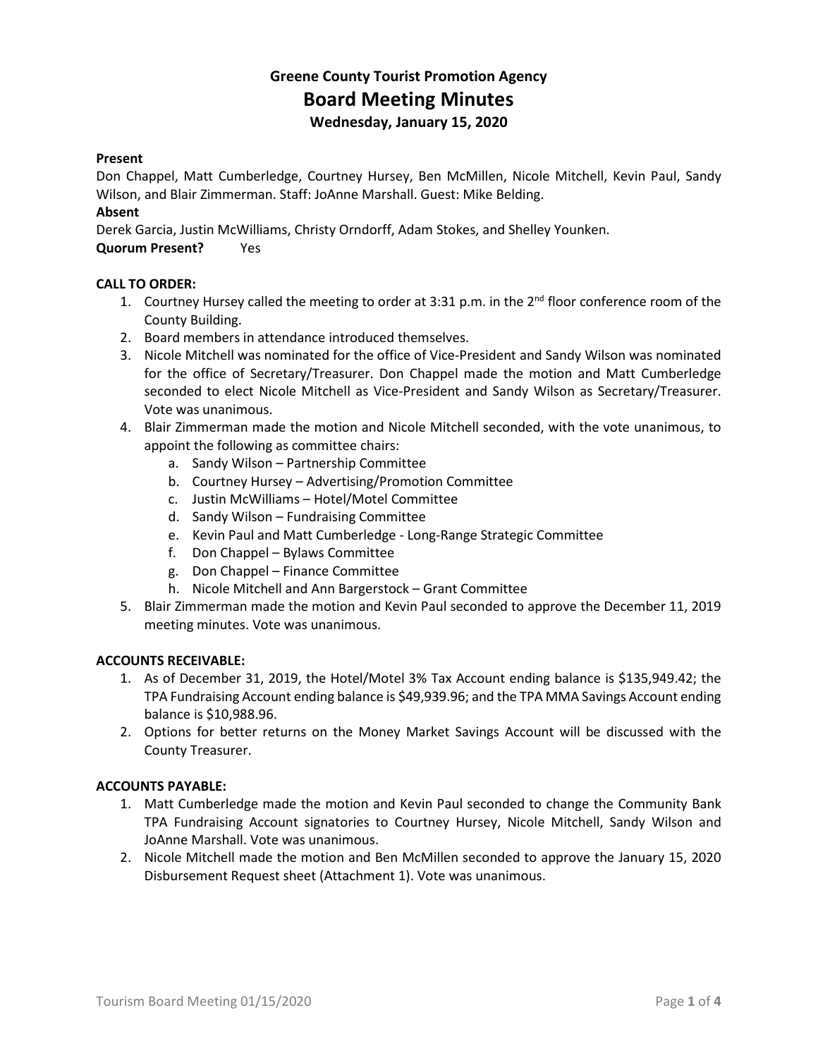# Greene County Tourist Promotion Agency

# Board Meeting Minutes

### Wednesday, January 15, 2020

**Present**

Don Chappel, Matt Cumberledge, Courtney Hursey, Ben McMillen, Nicole Mitchell, Kevin Paul, Sandy Wilson, and Blair Zimmerman. Staff: JoAnne Marshall. Guest: Mike Belding.

**Absent**

Derek Garcia, Justin McWilliams, Christy Orndorff, Adam Stokes, and Shelley Younken.

**Quorum Present?** Yes

**CALL TO ORDER:**

1. Courtney Hursey called the meeting to order at 3:31 p.m. in the 2nd floor conference room of the County Building.
2. Board members in attendance introduced themselves.
3. Nicole Mitchell was nominated for the office of Vice-President and Sandy Wilson was nominated for the office of Secretary/Treasurer. Don Chappel made the motion and Matt Cumberledge seconded to elect Nicole Mitchell as Vice-President and Sandy Wilson as Secretary/Treasurer. Vote was unanimous.
4. Blair Zimmerman made the motion and Nicole Mitchell seconded, with the vote unanimous, to appoint the following as committee chairs:
   a. Sandy Wilson – Partnership Committee
   b. Courtney Hursey – Advertising/Promotion Committee
   c. Justin McWilliams – Hotel/Motel Committee
   d. Sandy Wilson – Fundraising Committee
   e. Kevin Paul and Matt Cumberledge - Long-Range Strategic Committee
   f. Don Chappel – Bylaws Committee
   g. Don Chappel – Finance Committee
   h. Nicole Mitchell and Ann Bargerstock – Grant Committee
5. Blair Zimmerman made the motion and Kevin Paul seconded to approve the December 11, 2019 meeting minutes. Vote was unanimous.

**ACCOUNTS RECEIVABLE:**

1. As of December 31, 2019, the Hotel/Motel 3% Tax Account ending balance is $135,949.42; the TPA Fundraising Account ending balance is $49,939.96; and the TPA MMA Savings Account ending balance is $10,988.96.
2. Options for better returns on the Money Market Savings Account will be discussed with the County Treasurer.

**ACCOUNTS PAYABLE:**

1. Matt Cumberledge made the motion and Kevin Paul seconded to change the Community Bank TPA Fundraising Account signatories to Courtney Hursey, Nicole Mitchell, Sandy Wilson and JoAnne Marshall. Vote was unanimous.
2. Nicole Mitchell made the motion and Ben McMillen seconded to approve the January 15, 2020 Disbursement Request sheet (Attachment 1). Vote was unanimous.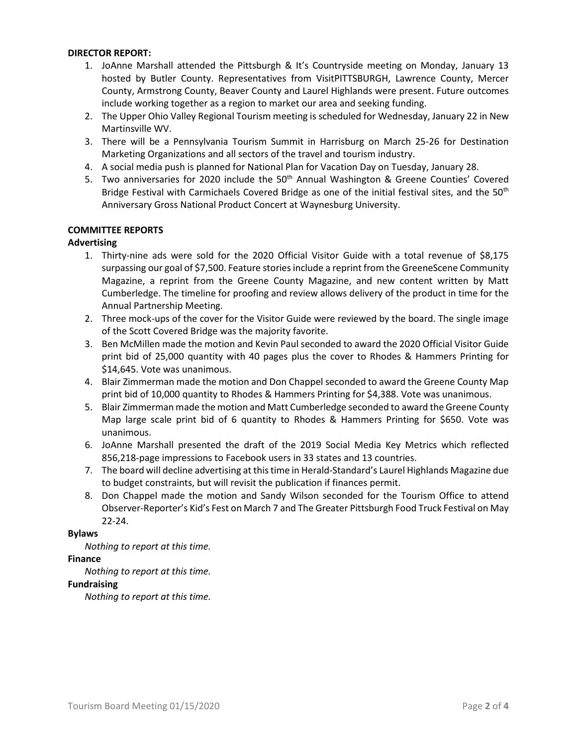**DIRECTOR REPORT:**

1. JoAnne Marshall attended the Pittsburgh & It's Countryside meeting on Monday, January 13 hosted by Butler County. Representatives from VisitPITTSBURGH, Lawrence County, Mercer County, Armstrong County, Beaver County and Laurel Highlands were present. Future outcomes include working together as a region to market our area and seeking funding.
2. The Upper Ohio Valley Regional Tourism meeting is scheduled for Wednesday, January 22 in New Martinsville WV.
3. There will be a Pennsylvania Tourism Summit in Harrisburg on March 25-26 for Destination Marketing Organizations and all sectors of the travel and tourism industry.
4. A social media push is planned for National Plan for Vacation Day on Tuesday, January 28.
5. Two anniversaries for 2020 include the 50th Annual Washington & Greene Counties' Covered Bridge Festival with Carmichaels Covered Bridge as one of the initial festival sites, and the 50th Anniversary Gross National Product Concert at Waynesburg University.

**COMMITTEE REPORTS**

**Advertising**

1. Thirty-nine ads were sold for the 2020 Official Visitor Guide with a total revenue of $8,175 surpassing our goal of $7,500. Feature stories include a reprint from the GreeneScene Community Magazine, a reprint from the Greene County Magazine, and new content written by Matt Cumberledge. The timeline for proofing and review allows delivery of the product in time for the Annual Partnership Meeting.
2. Three mock-ups of the cover for the Visitor Guide were reviewed by the board. The single image of the Scott Covered Bridge was the majority favorite.
3. Ben McMillen made the motion and Kevin Paul seconded to award the 2020 Official Visitor Guide print bid of 25,000 quantity with 40 pages plus the cover to Rhodes & Hammers Printing for $14,645. Vote was unanimous.
4. Blair Zimmerman made the motion and Don Chappel seconded to award the Greene County Map print bid of 10,000 quantity to Rhodes & Hammers Printing for $4,388. Vote was unanimous.
5. Blair Zimmerman made the motion and Matt Cumberledge seconded to award the Greene County Map large scale print bid of 6 quantity to Rhodes & Hammers Printing for $650. Vote was unanimous.
6. JoAnne Marshall presented the draft of the 2019 Social Media Key Metrics which reflected 856,218-page impressions to Facebook users in 33 states and 13 countries.
7. The board will decline advertising at this time in Herald-Standard's Laurel Highlands Magazine due to budget constraints, but will revisit the publication if finances permit.
8. Don Chappel made the motion and Sandy Wilson seconded for the Tourism Office to attend Observer-Reporter's Kid's Fest on March 7 and The Greater Pittsburgh Food Truck Festival on May 22-24.

**Bylaws**

*Nothing to report at this time.*

**Finance**

*Nothing to report at this time.*

**Fundraising**

*Nothing to report at this time.*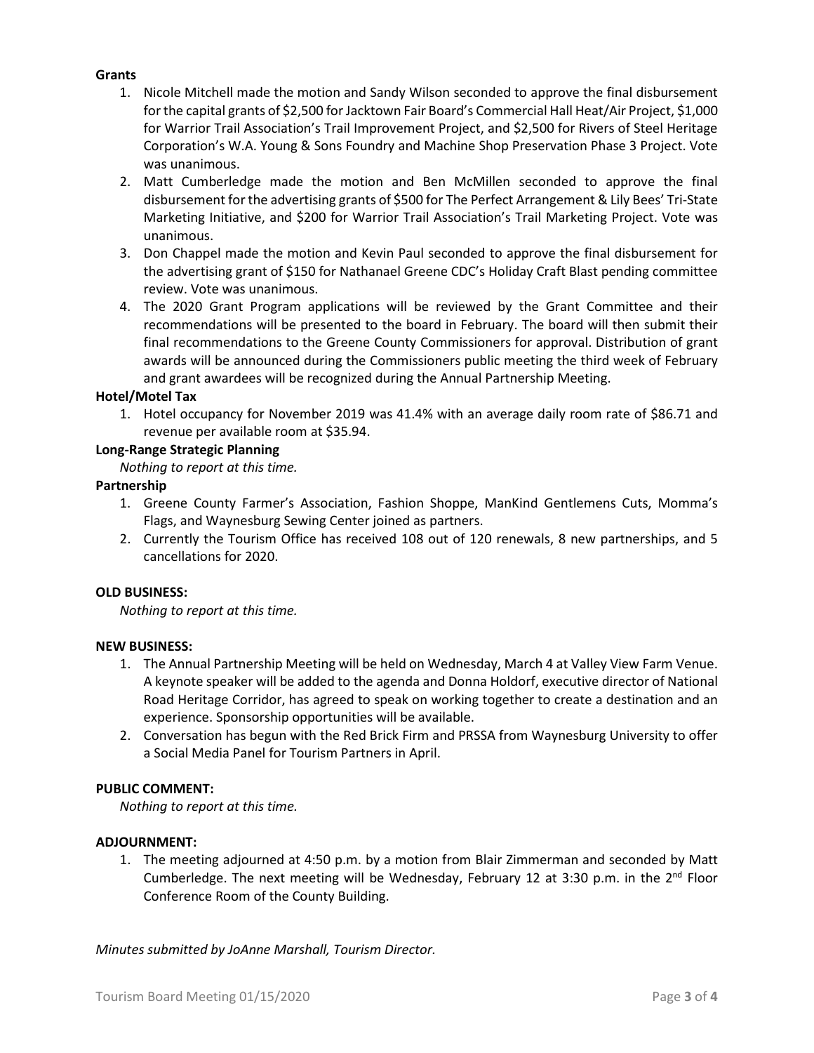**Grants**

1. Nicole Mitchell made the motion and Sandy Wilson seconded to approve the final disbursement for the capital grants of $2,500 for Jacktown Fair Board's Commercial Hall Heat/Air Project, $1,000 for Warrior Trail Association's Trail Improvement Project, and $2,500 for Rivers of Steel Heritage Corporation's W.A. Young & Sons Foundry and Machine Shop Preservation Phase 3 Project. Vote was unanimous.
2. Matt Cumberledge made the motion and Ben McMillen seconded to approve the final disbursement for the advertising grants of $500 for The Perfect Arrangement & Lily Bees' Tri-State Marketing Initiative, and $200 for Warrior Trail Association's Trail Marketing Project. Vote was unanimous.
3. Don Chappel made the motion and Kevin Paul seconded to approve the final disbursement for the advertising grant of $150 for Nathanael Greene CDC's Holiday Craft Blast pending committee review. Vote was unanimous.
4. The 2020 Grant Program applications will be reviewed by the Grant Committee and their recommendations will be presented to the board in February. The board will then submit their final recommendations to the Greene County Commissioners for approval. Distribution of grant awards will be announced during the Commissioners public meeting the third week of February and grant awardees will be recognized during the Annual Partnership Meeting.

**Hotel/Motel Tax**

1. Hotel occupancy for November 2019 was 41.4% with an average daily room rate of $86.71 and revenue per available room at $35.94.

**Long-Range Strategic Planning**

*Nothing to report at this time.*

**Partnership**

1. Greene County Farmer's Association, Fashion Shoppe, ManKind Gentlemens Cuts, Momma's Flags, and Waynesburg Sewing Center joined as partners.
2. Currently the Tourism Office has received 108 out of 120 renewals, 8 new partnerships, and 5 cancellations for 2020.

**OLD BUSINESS:**

*Nothing to report at this time.*

**NEW BUSINESS:**

1. The Annual Partnership Meeting will be held on Wednesday, March 4 at Valley View Farm Venue. A keynote speaker will be added to the agenda and Donna Holdorf, executive director of National Road Heritage Corridor, has agreed to speak on working together to create a destination and an experience. Sponsorship opportunities will be available.
2. Conversation has begun with the Red Brick Firm and PRSSA from Waynesburg University to offer a Social Media Panel for Tourism Partners in April.

**PUBLIC COMMENT:**

*Nothing to report at this time.*

**ADJOURNMENT:**

1. The meeting adjourned at 4:50 p.m. by a motion from Blair Zimmerman and seconded by Matt Cumberledge. The next meeting will be Wednesday, February 12 at 3:30 p.m. in the 2nd Floor Conference Room of the County Building.

*Minutes submitted by JoAnne Marshall, Tourism Director.*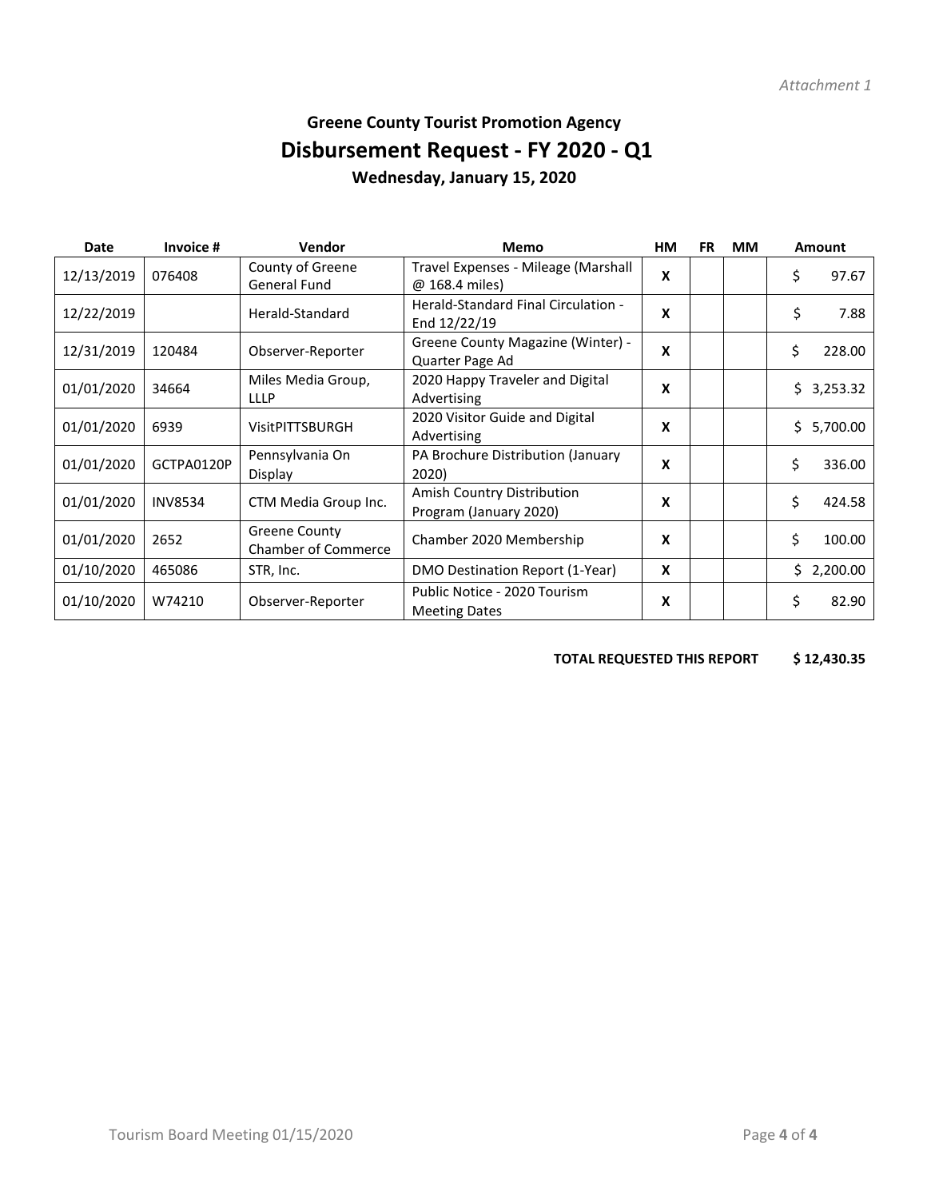*Attachment 1*

# Greene County Tourist Promotion Agency

## Disbursement Request - FY 2020 - Q1

### Wednesday, January 15, 2020

| Date | Invoice # | Vendor | Memo | HM | FR | MM | Amount |
|---|---|---|---|---|---|---|---|
| 12/13/2019 | 076408 | County of Greene General Fund | Travel Expenses - Mileage (Marshall @ 168.4 miles) | X | | | $ 97.67 |
| 12/22/2019 | | Herald-Standard | Herald-Standard Final Circulation - End 12/22/19 | X | | | $ 7.88 |
| 12/31/2019 | 120484 | Observer-Reporter | Greene County Magazine (Winter) - Quarter Page Ad | X | | | $ 228.00 |
| 01/01/2020 | 34664 | Miles Media Group, LLLP | 2020 Happy Traveler and Digital Advertising | X | | | $ 3,253.32 |
| 01/01/2020 | 6939 | VisitPITTSBURGH | 2020 Visitor Guide and Digital Advertising | X | | | $ 5,700.00 |
| 01/01/2020 | GCTPA0120P | Pennsylvania On Display | PA Brochure Distribution (January 2020) | X | | | $ 336.00 |
| 01/01/2020 | INV8534 | CTM Media Group Inc. | Amish Country Distribution Program (January 2020) | X | | | $ 424.58 |
| 01/01/2020 | 2652 | Greene County Chamber of Commerce | Chamber 2020 Membership | X | | | $ 100.00 |
| 01/10/2020 | 465086 | STR, Inc. | DMO Destination Report (1-Year) | X | | | $ 2,200.00 |
| 01/10/2020 | W74210 | Observer-Reporter | Public Notice - 2020 Tourism Meeting Dates | X | | | $ 82.90 |

**TOTAL REQUESTED THIS REPORT $ 12,430.35**